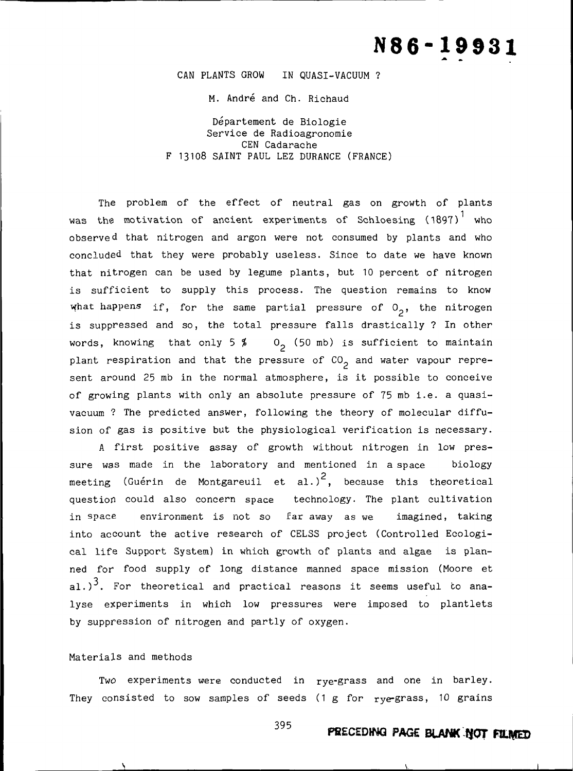N86-19931

# CAN PLANTS GROW IN QUASI-VACUUM ?

M. André and Ch. Richaud

Département de Biologie
Service de Radioagronomie
CEN Cadarache
F 13108 SAINT PAUL LEZ DURANCE (FRANCE)

The problem of the effect of neutral gas on growth of plants was the motivation of ancient experiments of Schloesing (1897)[1] who observed that nitrogen and argon were not consumed by plants and who concluded that they were probably useless. Since to date we have known that nitrogen can be used by legume plants, but 10 percent of nitrogen is sufficient to supply this process. The question remains to know what happens if, for the same partial pressure of $O_2$, the nitrogen is suppressed and so, the total pressure falls drastically ? In other words, knowing that only 5 % $O_2$ (50 mb) is sufficient to maintain plant respiration and that the pressure of $CO_2$ and water vapour represent around 25 mb in the normal atmosphere, is it possible to conceive of growing plants with only an absolute pressure of 75 mb i.e. a quasi-vacuum ? The predicted answer, following the theory of molecular diffusion of gas is positive but the physiological verification is necessary.

A first positive assay of growth without nitrogen in low pressure was made in the laboratory and mentioned in a space biology meeting (Guérin de Montgareuil et al.)[2], because this theoretical question could also concern space technology. The plant cultivation in space environment is not so far away as we imagined, taking into account the active research of CELSS project (Controlled Ecological life Support System) in which growth of plants and algae is planned for food supply of long distance manned space mission (Moore et al.)[3]. For theoretical and practical reasons it seems useful to analyse experiments in which low pressures were imposed to plantlets by suppression of nitrogen and partly of oxygen.

## Materials and methods

Two experiments were conducted in rye-grass and one in barley. They consisted to sow samples of seeds (1 g for rye-grass, 10 grains

PRECEDING PAGE BLANK NOT FILMED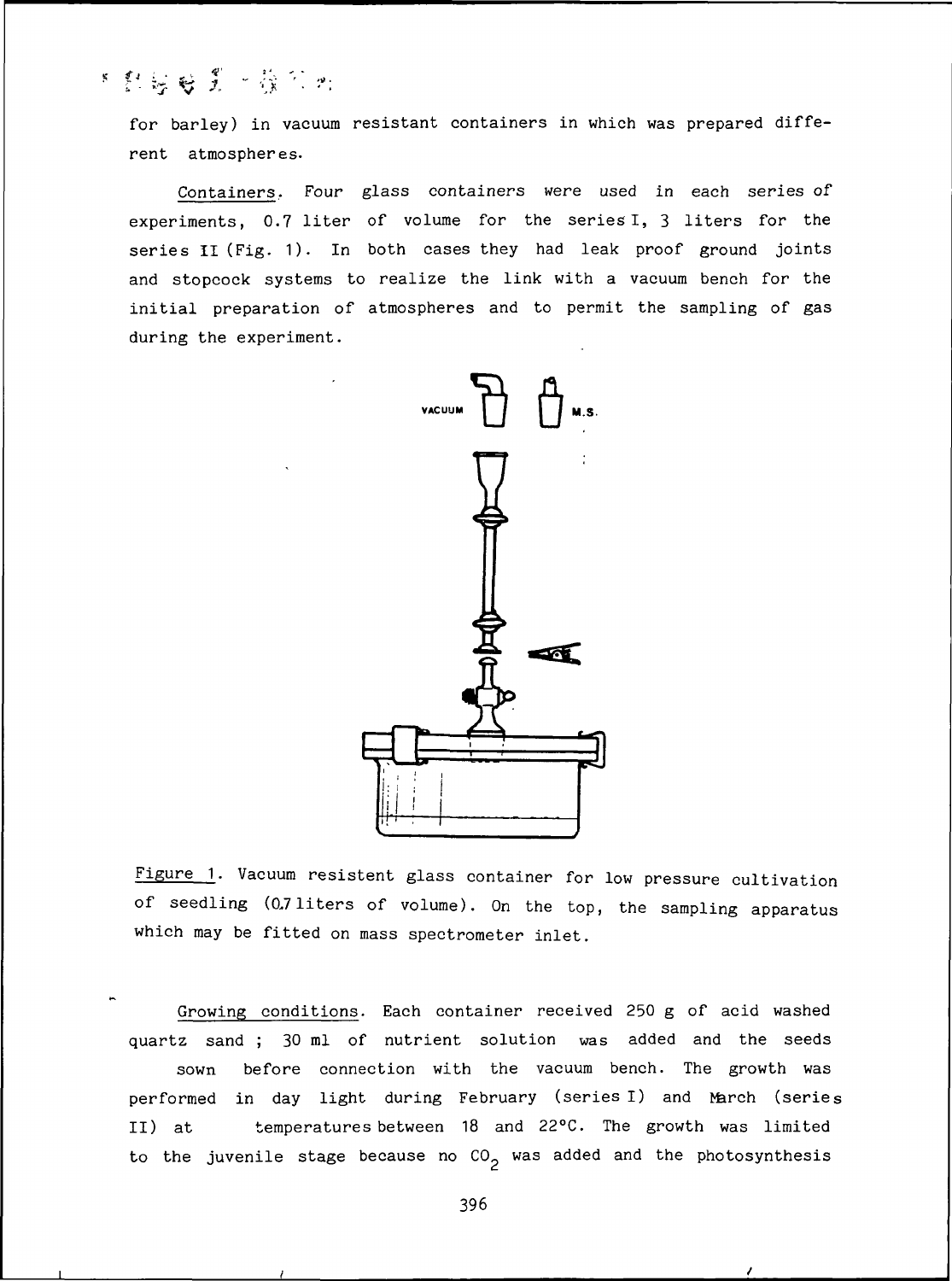for barley) in vacuum resistant containers in which was prepared different atmospheres.

Containers. Four glass containers were used in each series of experiments, 0.7 liter of volume for the series I, 3 liters for the series II (Fig. 1). In both cases they had leak proof ground joints and stopcock systems to realize the link with a vacuum bench for the initial preparation of atmospheres and to permit the sampling of gas during the experiment.

VACUUM

M.S.

Figure 1. Vacuum resistent glass container for low pressure cultivation of seedling (0.7 liters of volume). On the top, the sampling apparatus which may be fitted on mass spectrometer inlet.

Growing conditions. Each container received 250 g of acid washed quartz sand ; 30 ml of nutrient solution was added and the seeds sown before connection with the vacuum bench. The growth was performed in day light during February (series I) and March (series II) at temperatures between 18 and 22°C. The growth was limited to the juvenile stage because no $CO_2$ was added and the photosynthesis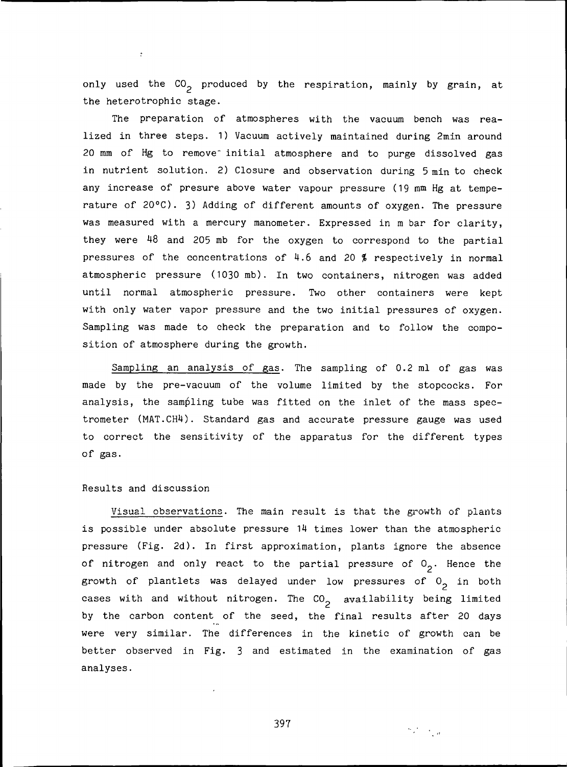only used the $CO_2$ produced by the respiration, mainly by grain, at the heterotrophic stage.

The preparation of atmospheres with the vacuum bench was realized in three steps. 1) Vacuum actively maintained during 2min around 20 mm of Hg to remove initial atmosphere and to purge dissolved gas in nutrient solution. 2) Closure and observation during 5 min to check any increase of presure above water vapour pressure (19 mm Hg at temperature of 20°C). 3) Adding of different amounts of oxygen. The pressure was measured with a mercury manometer. Expressed in m bar for clarity, they were 48 and 205 mb for the oxygen to correspond to the partial pressures of the concentrations of 4.6 and 20 % respectively in normal atmospheric pressure (1030 mb). In two containers, nitrogen was added until normal atmospheric pressure. Two other containers were kept with only water vapor pressure and the two initial pressures of oxygen. Sampling was made to check the preparation and to follow the composition of atmosphere during the growth.

Sampling an analysis of gas. The sampling of 0.2 ml of gas was made by the pre-vacuum of the volume limited by the stopcocks. For analysis, the sampling tube was fitted on the inlet of the mass spectrometer (MAT.CH4). Standard gas and accurate pressure gauge was used to correct the sensitivity of the apparatus for the different types of gas.

## Results and discussion

Visual observations. The main result is that the growth of plants is possible under absolute pressure 14 times lower than the atmospheric pressure (Fig. 2d). In first approximation, plants ignore the absence of nitrogen and only react to the partial pressure of $O_2$. Hence the growth of plantlets was delayed under low pressures of $O_2$ in both cases with and without nitrogen. The $CO_2$ availability being limited by the carbon content of the seed, the final results after 20 days were very similar. The differences in the kinetic of growth can be better observed in Fig. 3 and estimated in the examination of gas analyses.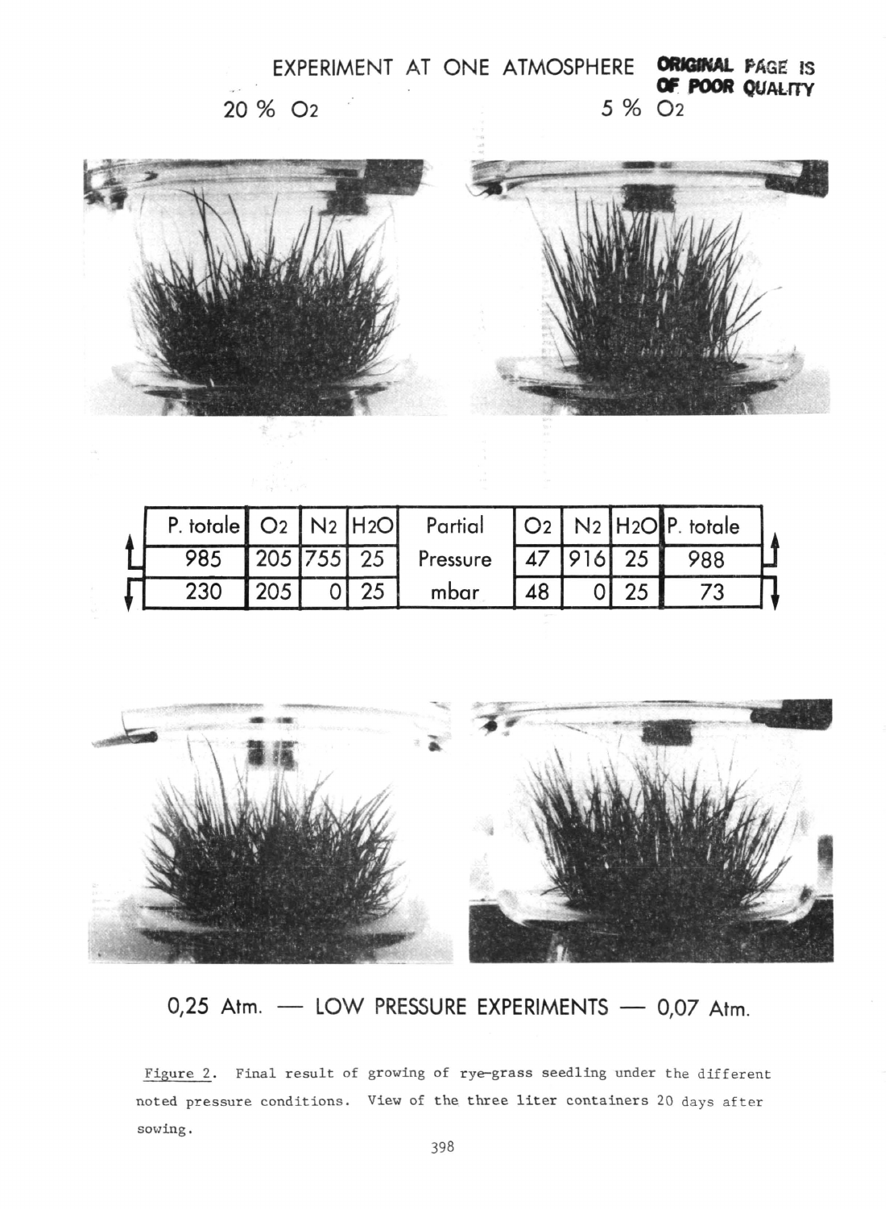EXPERIMENT AT ONE ATMOSPHERE

20 % $O_2$ — 5 % $O_2$

| P. totale | $O_2$ | $N_2$ | $H_2O$ | Partial | $O_2$ | $N_2$ | $H_2O$ | P. totale |
|---|---|---|---|---|---|---|---|---|
| 985 | 205 | 755 | 25 | Pressure | 47 | 916 | 25 | 988 |
| 230 | 205 | 0 | 25 | mbar | 48 | 0 | 25 | 73 |

0,25 Atm. — LOW PRESSURE EXPERIMENTS — 0,07 Atm.

Figure 2. Final result of growing of rye-grass seedling under the different noted pressure conditions. View of the three liter containers 20 days after sowing.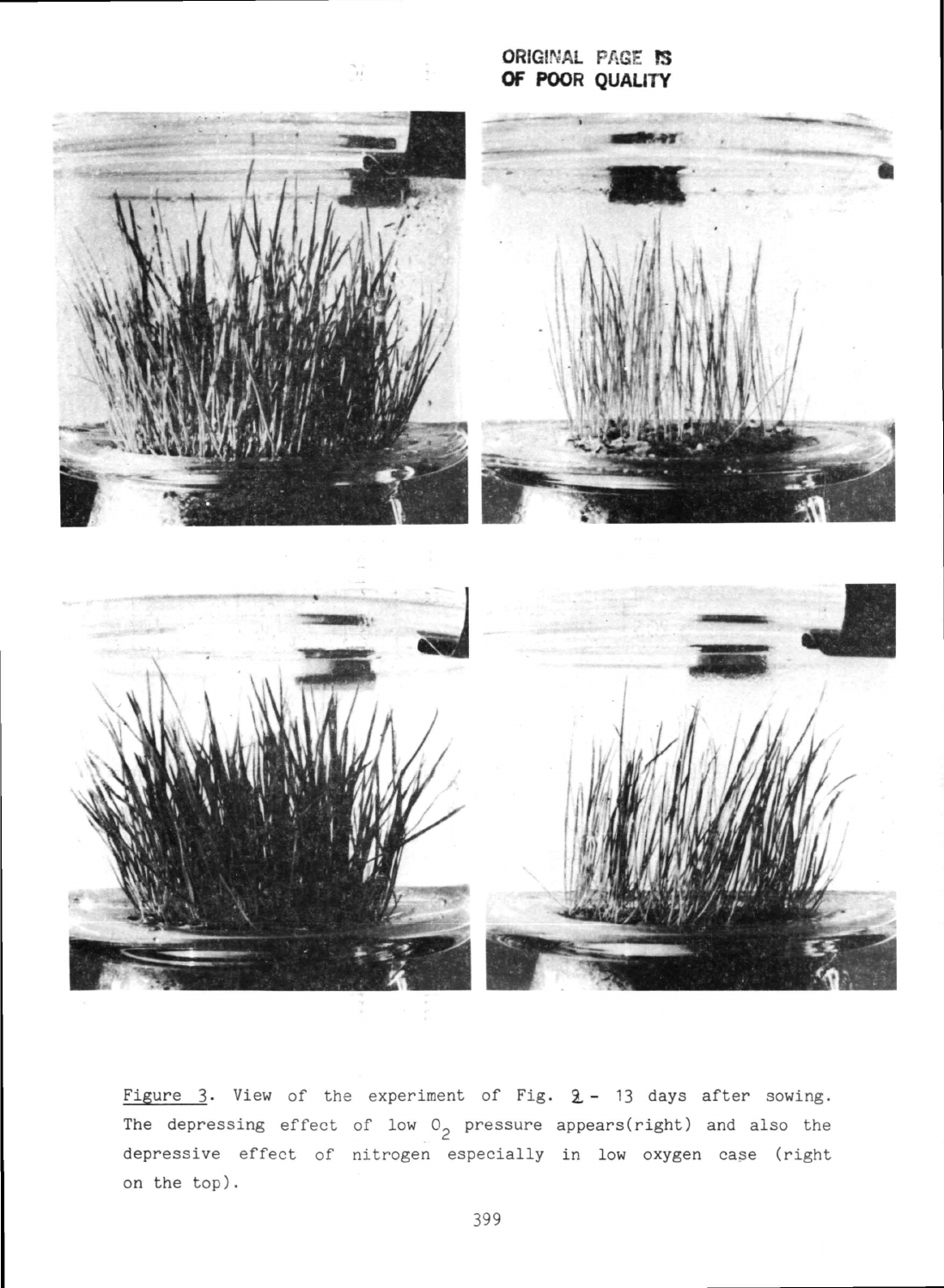ORIGINAL PAGE IS
OF POOR QUALITY

Figure 3. View of the experiment of Fig. 2 - 13 days after sowing. The depressing effect of low $O_2$ pressure appears(right) and also the depressive effect of nitrogen especially in low oxygen case (right on the top).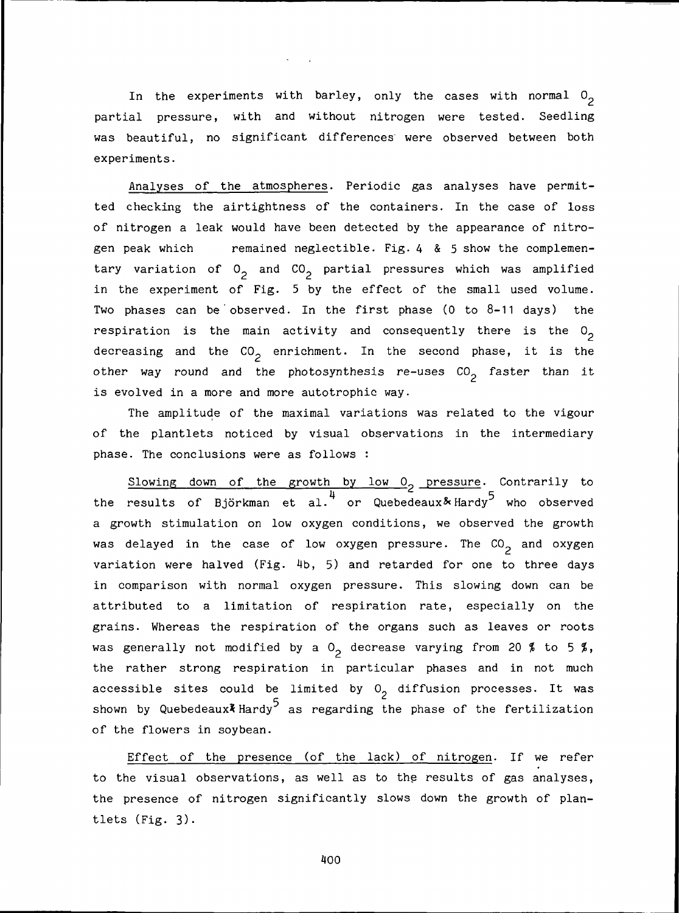In the experiments with barley, only the cases with normal $O_2$ partial pressure, with and without nitrogen were tested. Seedling was beautiful, no significant differences were observed between both experiments.

Analyses of the atmospheres. Periodic gas analyses have permitted checking the airtightness of the containers. In the case of loss of nitrogen a leak would have been detected by the appearance of nitrogen peak which remained neglectible. Fig. 4 & 5 show the complementary variation of $O_2$ and $CO_2$ partial pressures which was amplified in the experiment of Fig. 5 by the effect of the small used volume. Two phases can be observed. In the first phase (0 to 8-11 days) the respiration is the main activity and consequently there is the $O_2$ decreasing and the $CO_2$ enrichment. In the second phase, it is the other way round and the photosynthesis re-uses $CO_2$ faster than it is evolved in a more and more autotrophic way.

The amplitude of the maximal variations was related to the vigour of the plantlets noticed by visual observations in the intermediary phase. The conclusions were as follows :

Slowing down of the growth by low $O_2$ pressure. Contrarily to the results of Björkman et al.[4] or Quebedeaux & Hardy[5] who observed a growth stimulation on low oxygen conditions, we observed the growth was delayed in the case of low oxygen pressure. The $CO_2$ and oxygen variation were halved (Fig. 4b, 5) and retarded for one to three days in comparison with normal oxygen pressure. This slowing down can be attributed to a limitation of respiration rate, especially on the grains. Whereas the respiration of the organs such as leaves or roots was generally not modified by a $O_2$ decrease varying from 20 % to 5 %, the rather strong respiration in particular phases and in not much accessible sites could be limited by $O_2$ diffusion processes. It was shown by Quebedeaux & Hardy[5] as regarding the phase of the fertilization of the flowers in soybean.

Effect of the presence (of the lack) of nitrogen. If we refer to the visual observations, as well as to the results of gas analyses, the presence of nitrogen significantly slows down the growth of plantlets (Fig. 3).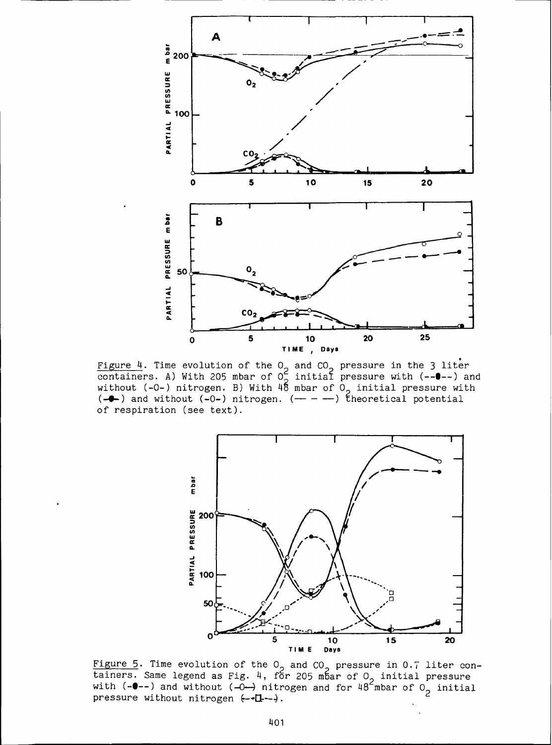Figure 4. Time evolution of the $O_2$ and $CO_2$ pressure in the 3 liter containers. A) With 205 mbar of $O_2$ initial pressure with (--●--) and without (-O-) nitrogen. B) With 48 mbar of $O_2$ initial pressure with (-●-) and without (-O-) nitrogen. (— — —) theoretical potential of respiration (see text).

Figure 5. Time evolution of the $O_2$ and $CO_2$ pressure in 0.7 liter containers. Same legend as Fig. 4, for 205 mbar of $O_2$ initial pressure with (-●--) and without (-O-) nitrogen and for 48 mbar of $O_2$ initial pressure without nitrogen (--□--).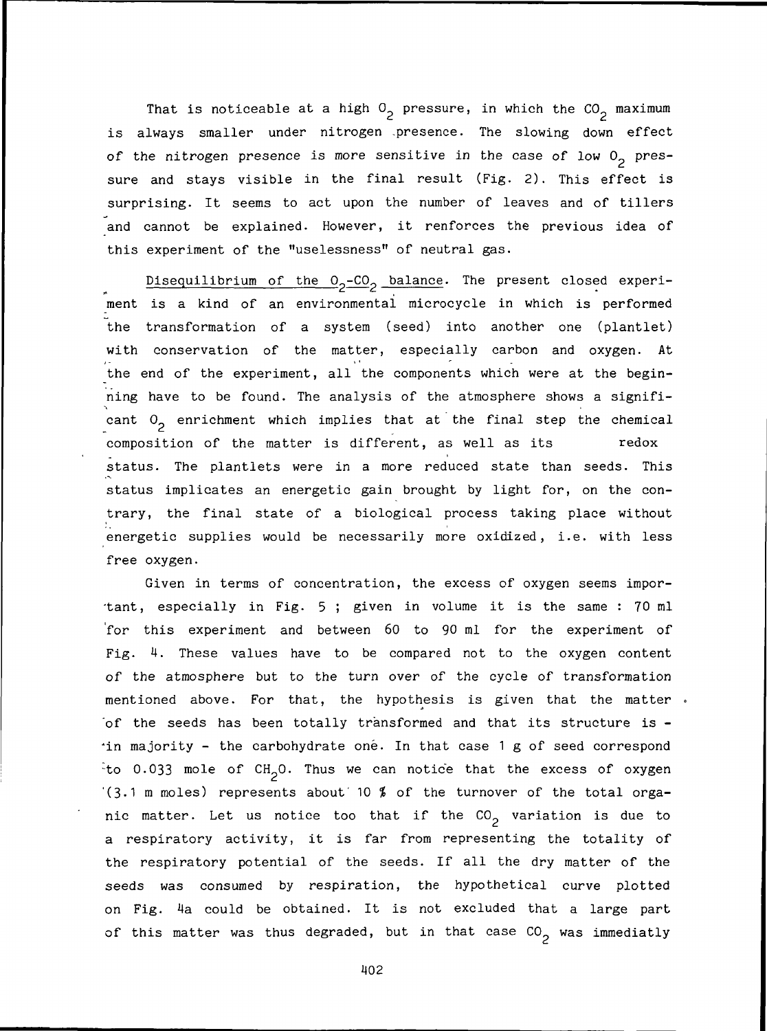That is noticeable at a high $O_2$ pressure, in which the $CO_2$ maximum is always smaller under nitrogen presence. The slowing down effect of the nitrogen presence is more sensitive in the case of low $O_2$ pressure and stays visible in the final result (Fig. 2). This effect is surprising. It seems to act upon the number of leaves and of tillers and cannot be explained. However, it renforces the previous idea of this experiment of the "uselessness" of neutral gas.

Disequilibrium of the $O_2$-$CO_2$ balance. The present closed experiment is a kind of an environmental microcycle in which is performed the transformation of a system (seed) into another one (plantlet) with conservation of the matter, especially carbon and oxygen. At the end of the experiment, all the components which were at the beginning have to be found. The analysis of the atmosphere shows a significant $O_2$ enrichment which implies that at the final step the chemical composition of the matter is different, as well as its redox status. The plantlets were in a more reduced state than seeds. This status implicates an energetic gain brought by light for, on the contrary, the final state of a biological process taking place without energetic supplies would be necessarily more oxidized, i.e. with less free oxygen.

Given in terms of concentration, the excess of oxygen seems important, especially in Fig. 5 ; given in volume it is the same : 70 ml for this experiment and between 60 to 90 ml for the experiment of Fig. 4. These values have to be compared not to the oxygen content of the atmosphere but to the turn over of the cycle of transformation mentioned above. For that, the hypothesis is given that the matter of the seeds has been totally transformed and that its structure is - in majority - the carbohydrate one. In that case 1 g of seed correspond to 0.033 mole of $CH_2O$. Thus we can notice that the excess of oxygen (3.1 m moles) represents about 10 % of the turnover of the total organic matter. Let us notice too that if the $CO_2$ variation is due to a respiratory activity, it is far from representing the totality of the respiratory potential of the seeds. If all the dry matter of the seeds was consumed by respiration, the hypothetical curve plotted on Fig. 4a could be obtained. It is not excluded that a large part of this matter was thus degraded, but in that case $CO_2$ was immediatly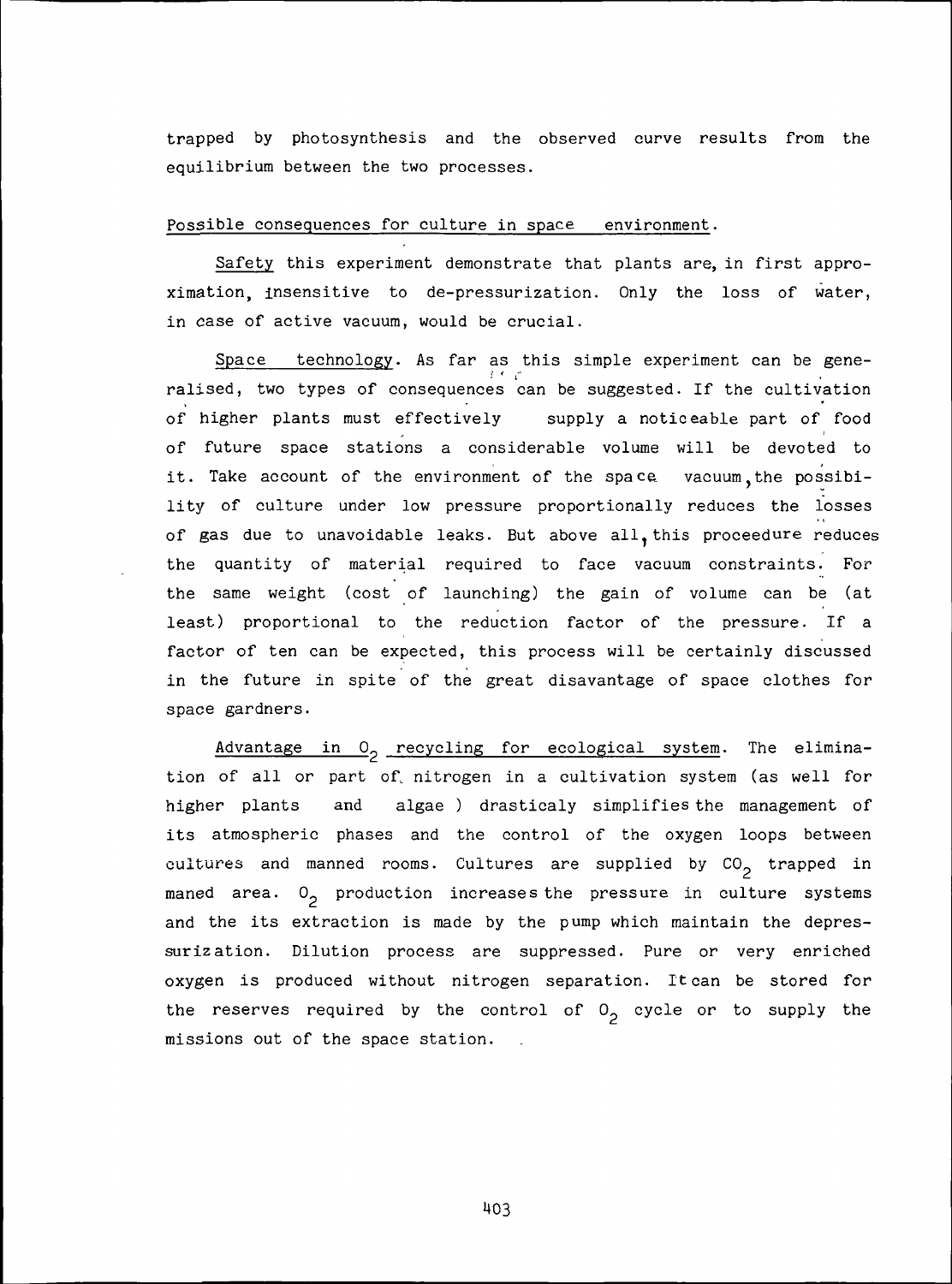trapped by photosynthesis and the observed curve results from the equilibrium between the two processes.

Possible consequences for culture in space environment.

Safety this experiment demonstrate that plants are, in first approximation, insensitive to de-pressurization. Only the loss of water, in case of active vacuum, would be crucial.

Space technology. As far as this simple experiment can be generalised, two types of consequences can be suggested. If the cultivation of higher plants must effectively supply a noticeable part of food of future space stations a considerable volume will be devoted to it. Take account of the environment of the space vacuum, the possibility of culture under low pressure proportionally reduces the losses of gas due to unavoidable leaks. But above all, this proceedure reduces the quantity of material required to face vacuum constraints. For the same weight (cost of launching) the gain of volume can be (at least) proportional to the reduction factor of the pressure. If a factor of ten can be expected, this process will be certainly discussed in the future in spite of the great disavantage of space clothes for space gardners.

Advantage in $O_2$ recycling for ecological system. The elimination of all or part of nitrogen in a cultivation system (as well for higher plants and algae ) drasticaly simplifies the management of its atmospheric phases and the control of the oxygen loops between cultures and manned rooms. Cultures are supplied by $CO_2$ trapped in maned area. $O_2$ production increases the pressure in culture systems and the its extraction is made by the pump which maintain the depressurization. Dilution process are suppressed. Pure or very enriched oxygen is produced without nitrogen separation. It can be stored for the reserves required by the control of $O_2$ cycle or to supply the missions out of the space station.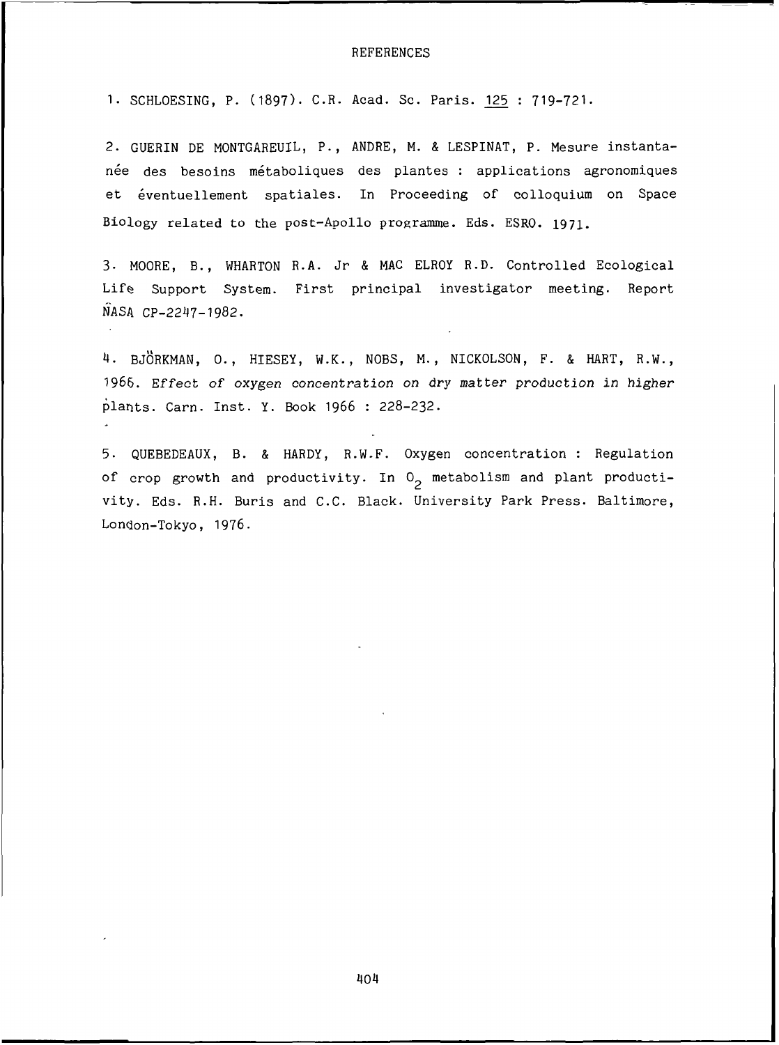# REFERENCES

1. SCHLOESING, P. (1897). C.R. Acad. Sc. Paris. 125 : 719-721.

2. GUERIN DE MONTGAREUIL, P., ANDRE, M. & LESPINAT, P. Mesure instantanée des besoins métaboliques des plantes : applications agronomiques et éventuellement spatiales. In Proceeding of colloquium on Space Biology related to the post-Apollo programme. Eds. ESRO. 1971.

3. MOORE, B., WHARTON R.A. Jr & MAC ELROY R.D. Controlled Ecological Life Support System. First principal investigator meeting. Report NASA CP-2247-1982.

4. BJÖRKMAN, O., HIESEY, W.K., NOBS, M., NICKOLSON, F. & HART, R.W., 1966. *Effect of oxygen concentration on dry matter production in higher plants*. Carn. Inst. Y. Book 1966 : 228-232.

5. QUEBEDEAUX, B. & HARDY, R.W.F. Oxygen concentration : Regulation of crop growth and productivity. In $O_2$ metabolism and plant productivity. Eds. R.H. Buris and C.C. Black. University Park Press. Baltimore, London-Tokyo, 1976.